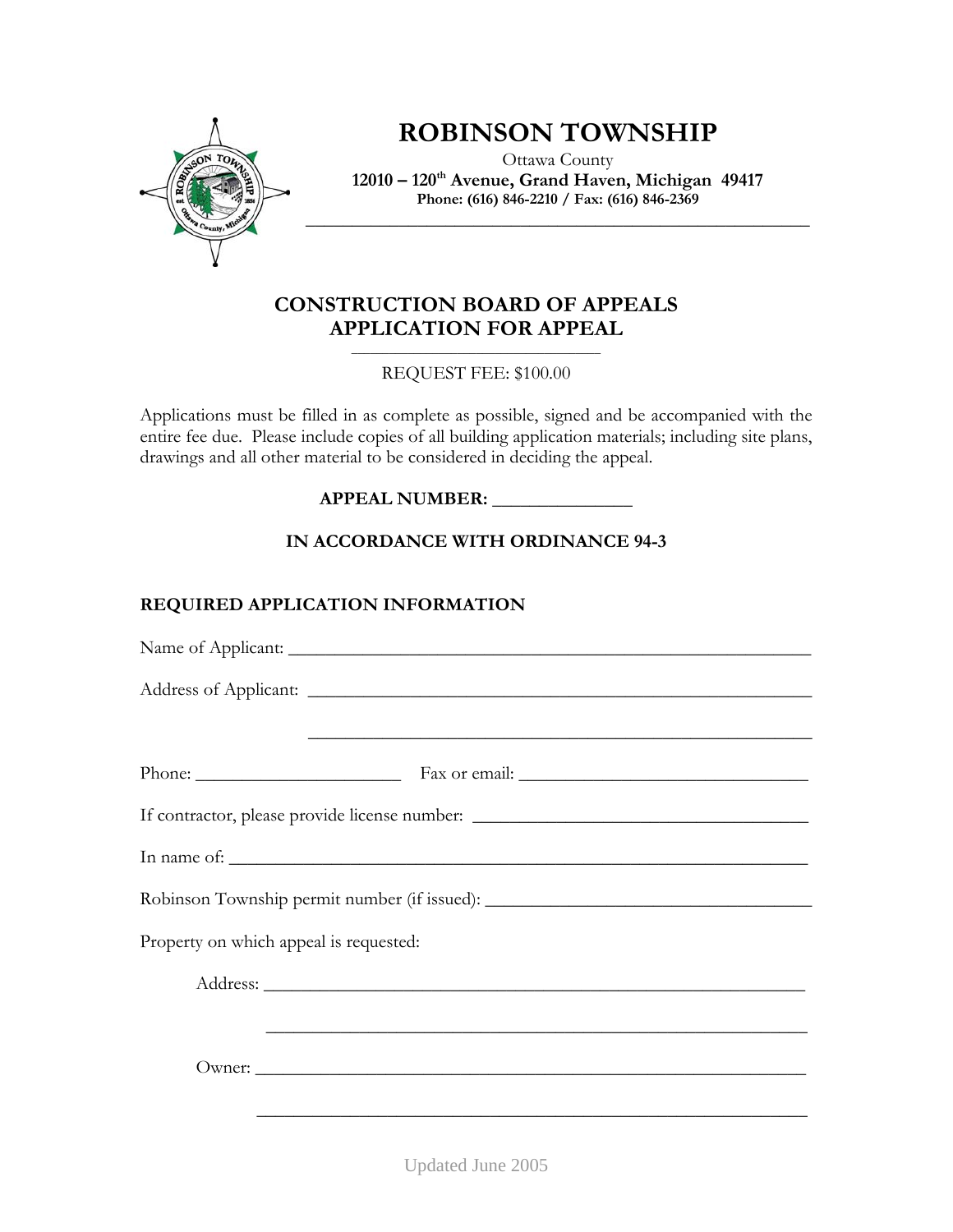# ROBINSON TOWNSHIP

Ottawa County

**12010 – 120th Avenue, Grand Haven, Michigan 49417**

**Phone: (616) 846-2210 / Fax: (616) 846-2369**

## CONSTRUCTION BOARD OF APPEALS
## APPLICATION FOR APPEAL

REQUEST FEE: $100.00

Applications must be filled in as complete as possible, signed and be accompanied with the entire fee due. Please include copies of all building application materials; including site plans, drawings and all other material to be considered in deciding the appeal.

**APPEAL NUMBER: _______________**

**IN ACCORDANCE WITH ORDINANCE 94-3**

### REQUIRED APPLICATION INFORMATION

Name of Applicant: ____________________________________________________________

Address of Applicant: __________________________________________________________

____________________________________________________________

Phone: _______________________ Fax or email: ________________________________

If contractor, please provide license number: _____________________________________

In name of: __________________________________________________________________

Robinson Township permit number (if issued): ____________________________________

Property on which appeal is requested:

Address: ____________________________________________________________

____________________________________________________________

Owner: _____________________________________________________________

____________________________________________________________

Updated June 2005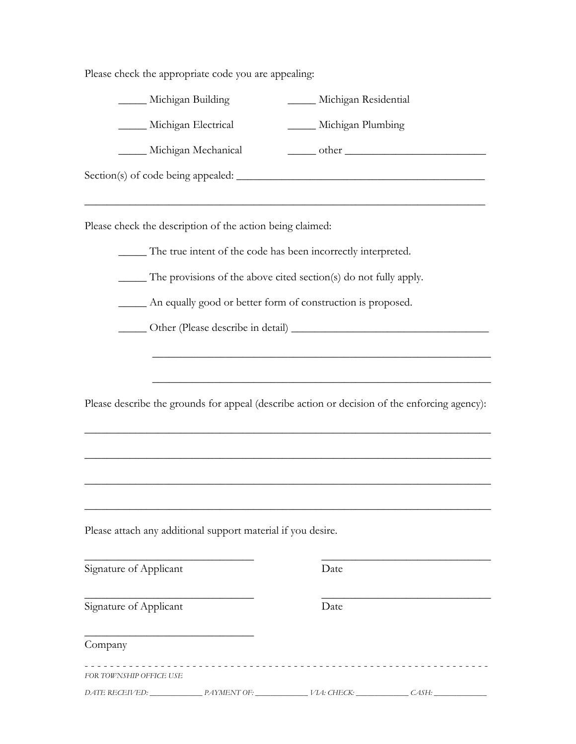Please check the appropriate code you are appealing:

_____ Michigan Building

_____ Michigan Residential

_____ Michigan Electrical

_____ Michigan Plumbing

_____ Michigan Mechanical

_____ other __________________________

Section(s) of code being appealed: _____________________________________________

___________________________________________________________________________

Please check the description of the action being claimed:

_____ The true intent of the code has been incorrectly interpreted.

_____ The provisions of the above cited section(s) do not fully apply.

_____ An equally good or better form of construction is proposed.

_____ Other (Please describe in detail) ___________________________________

______________________________________________________________

______________________________________________________________

Please describe the grounds for appeal (describe action or decision of the enforcing agency):

___________________________________________________________________________

___________________________________________________________________________

___________________________________________________________________________

___________________________________________________________________________

Please attach any additional support material if you desire.

_______________________________ Signature of Applicant

_______________________________ Date

_______________________________ Signature of Applicant

_______________________________ Date

_______________________________ Company

- - - - - - - - - - - - - - - - - - - - - - - - - - - - - - - - - - - - - - - - - - - - - - - - - - - - - - - - - - - - - - - - - -

*FOR TOWNSHIP OFFICE USE*

*DATE RECEIVED:* ____________ *PAYMENT OF:* ____________ *VIA: CHECK:* ____________ *CASH:* ____________